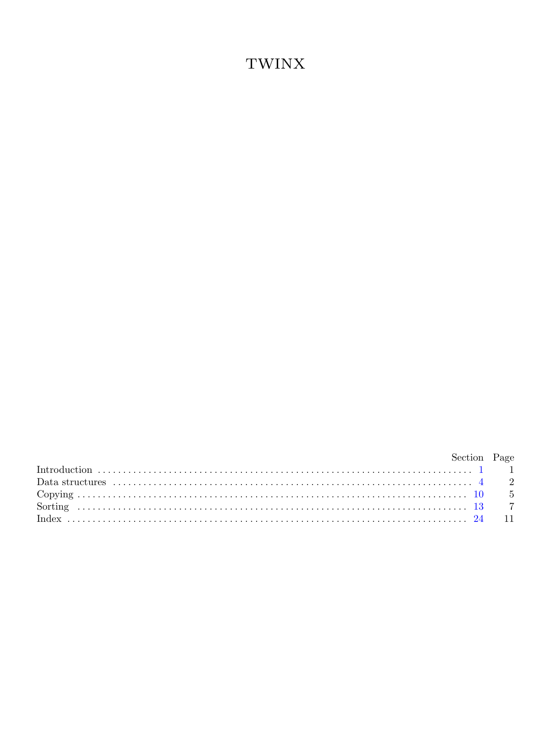# TWINX

| | Section | Page |
|---|---|---|
| Introduction | 1 | 1 |
| Data structures | 4 | 2 |
| Copying | 10 | 5 |
| Sorting | 13 | 7 |
| Index | 24 | 11 |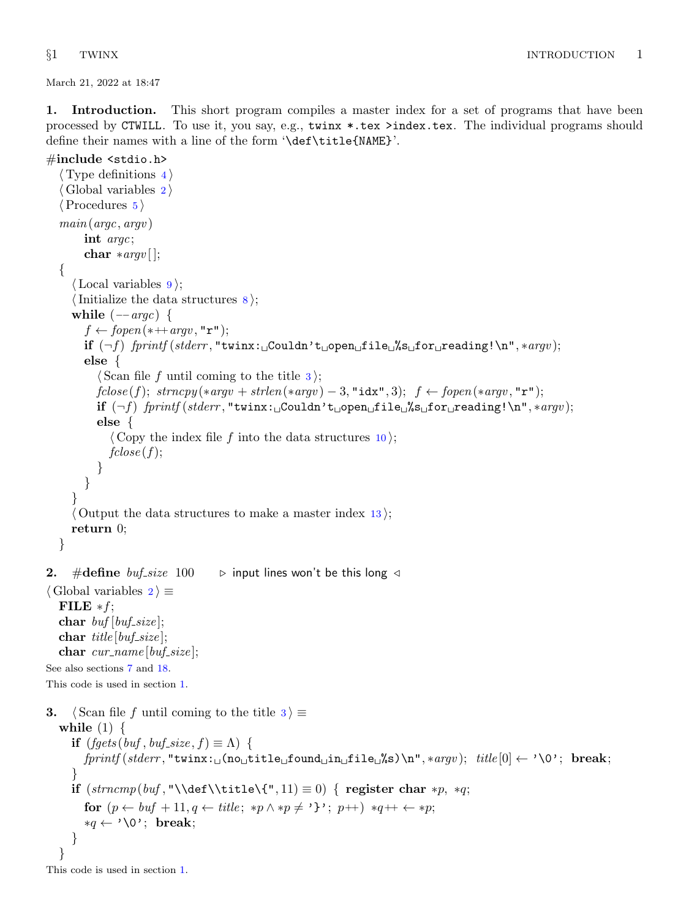March 21, 2022 at 18:47

**1. Introduction.** This short program compiles a master index for a set of programs that have been processed by CTWILL. To use it, you say, e.g., `twinx *.tex >index.tex`. The individual programs should define their names with a line of the form '`\def\title{NAME}`'.

```
#include <stdio.h>
  ⟨ Type definitions 4 ⟩
  ⟨ Global variables 2 ⟩
  ⟨ Procedures 5 ⟩
  main(argc, argv)
      int argc;
      char *argv[];
  {
    ⟨ Local variables 9 ⟩;
    ⟨ Initialize the data structures 8 ⟩;
    while (--argc) {
      f ← fopen(*++argv, "r");
      if (¬f) fprintf(stderr, "twinx: Couldn't open file %s for reading!\n", *argv);
      else {
        ⟨ Scan file f until coming to the title 3 ⟩;
        fclose(f); strncpy(*argv + strlen(*argv) − 3, "idx", 3); f ← fopen(*argv, "r");
        if (¬f) fprintf(stderr, "twinx: Couldn't open file %s for reading!\n", *argv);
        else {
          ⟨ Copy the index file f into the data structures 10 ⟩;
          fclose(f);
        }
      }
    }
    ⟨ Output the data structures to make a master index 13 ⟩;
    return 0;
  }
```

**2.** `#define buf_size 100` ▷ input lines won't be this long ◁

```
⟨ Global variables 2 ⟩ ≡
  FILE *f;
  char buf[buf_size];
  char title[buf_size];
  char cur_name[buf_size];
```

See also sections 7 and 18.

This code is used in section 1.

**3.**

```
⟨ Scan file f until coming to the title 3 ⟩ ≡
  while (1) {
    if (fgets(buf, buf_size, f) ≡ Λ) {
      fprintf(stderr, "twinx: (no title found in file %s)\n", *argv); title[0] ← '\0'; break;
    }
    if (strncmp(buf, "\\def\\title\{", 11) ≡ 0) { register char *p, *q;
      for (p ← buf + 11, q ← title; *p ∧ *p ≠ '}'; p++) *q++ ← *p;
      *q ← '\0'; break;
    }
  }
```

This code is used in section 1.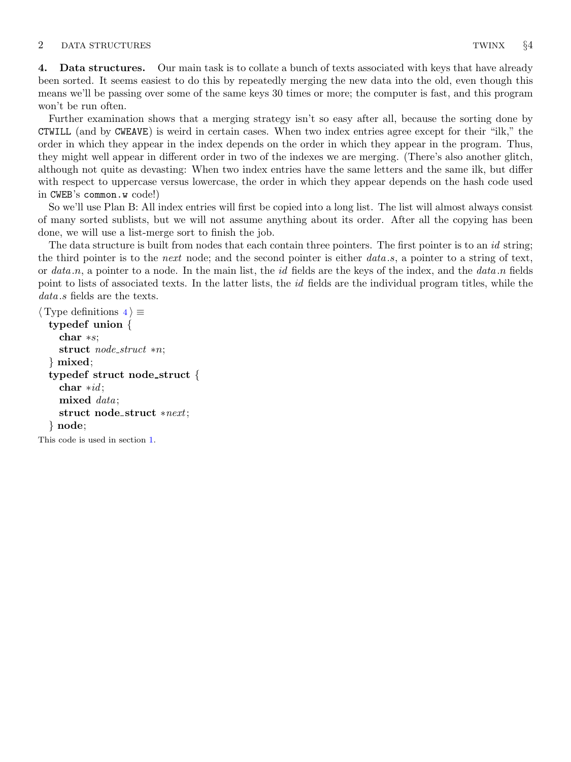**4. Data structures.** Our main task is to collate a bunch of texts associated with keys that have already been sorted. It seems easiest to do this by repeatedly merging the new data into the old, even though this means we'll be passing over some of the same keys 30 times or more; the computer is fast, and this program won't be run often.

Further examination shows that a merging strategy isn't so easy after all, because the sorting done by CTWILL (and by CWEAVE) is weird in certain cases. When two index entries agree except for their "ilk," the order in which they appear in the index depends on the order in which they appear in the program. Thus, they might well appear in different order in two of the indexes we are merging. (There's also another glitch, although not quite as devasting: When two index entries have the same letters and the same ilk, but differ with respect to uppercase versus lowercase, the order in which they appear depends on the hash code used in CWEB's `common.w` code!)

So we'll use Plan B: All index entries will first be copied into a long list. The list will almost always consist of many sorted sublists, but we will not assume anything about its order. After all the copying has been done, we will use a list-merge sort to finish the job.

The data structure is built from nodes that each contain three pointers. The first pointer is to an *id* string; the third pointer is to the *next* node; and the second pointer is either *data.s*, a pointer to a string of text, or *data.n*, a pointer to a node. In the main list, the *id* fields are the keys of the index, and the *data.n* fields point to lists of associated texts. In the latter lists, the *id* fields are the individual program titles, while the *data.s* fields are the texts.

⟨ Type definitions 4 ⟩ ≡

```
typedef union {
  char *s;
  struct node_struct *n;
} mixed;
typedef struct node_struct {
  char *id;
  mixed data;
  struct node_struct *next;
} node;
```

This code is used in section 1.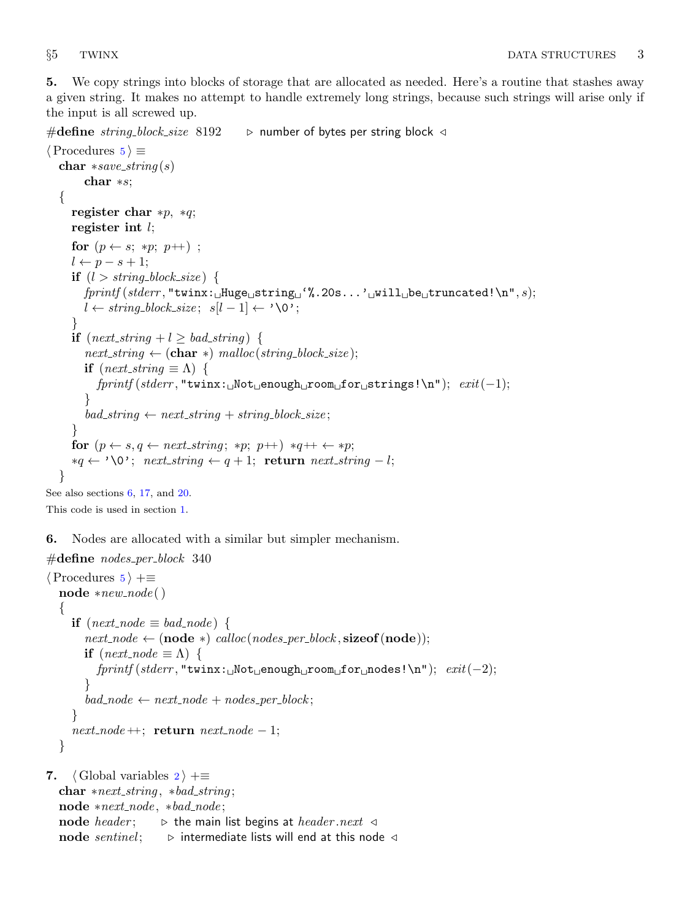**5.** We copy strings into blocks of storage that are allocated as needed. Here's a routine that stashes away a given string. It makes no attempt to handle extremely long strings, because such strings will arise only if the input is all screwed up.

```
#define string_block_size 8192    ▷ number of bytes per string block ◁

⟨ Procedures 5 ⟩ ≡
  char *save_string(s)
      char *s;
  {
    register char *p, *q;
    register int l;
    for (p ← s; *p; p++) ;
    l ← p − s + 1;
    if (l > string_block_size) {
      fprintf(stderr, "twinx: Huge string '%.20s...' will be truncated!\n", s);
      l ← string_block_size; s[l − 1] ← '\0';
    }
    if (next_string + l ≥ bad_string) {
      next_string ← (char *) malloc(string_block_size);
      if (next_string ≡ Λ) {
        fprintf(stderr, "twinx: Not enough room for strings!\n"); exit(−1);
      }
      bad_string ← next_string + string_block_size;
    }
    for (p ← s, q ← next_string; *p; p++) *q++ ← *p;
    *q ← '\0'; next_string ← q + 1; return next_string − l;
  }
```

See also sections 6, 17, and 20.

This code is used in section 1.

**6.** Nodes are allocated with a similar but simpler mechanism.

```
#define nodes_per_block 340

⟨ Procedures 5 ⟩ +≡
  node *new_node()
  {
    if (next_node ≡ bad_node) {
      next_node ← (node *) calloc(nodes_per_block, sizeof(node));
      if (next_node ≡ Λ) {
        fprintf(stderr, "twinx: Not enough room for nodes!\n"); exit(−2);
      }
      bad_node ← next_node + nodes_per_block;
    }
    next_node++; return next_node − 1;
  }
```

**7.**
```
⟨ Global variables 2 ⟩ +≡
  char *next_string, *bad_string;
  node *next_node, *bad_node;
  node header;    ▷ the main list begins at header.next ◁
  node sentinel;    ▷ intermediate lists will end at this node ◁
```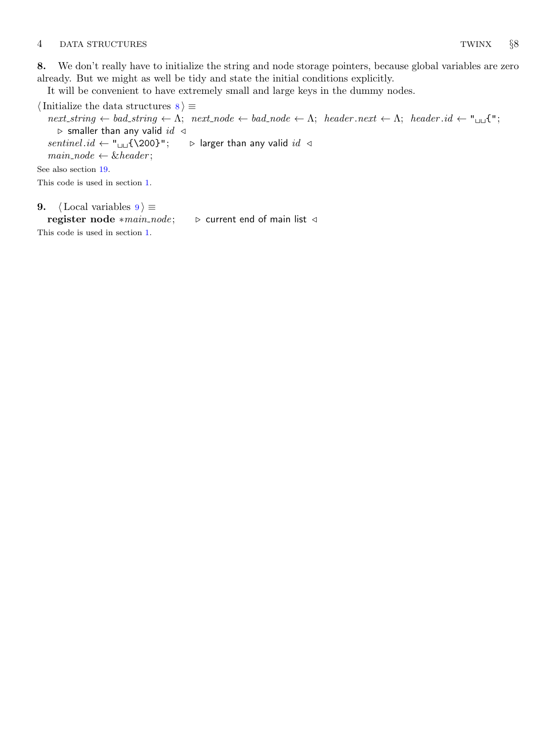**8.** We don't really have to initialize the string and node storage pointers, because global variables are zero already. But we might as well be tidy and state the initial conditions explicitly.

It will be convenient to have extremely small and large keys in the dummy nodes.

⟨ Initialize the data structures 8 ⟩ ≡

*next_string* ← *bad_string* ← Λ; *next_node* ← *bad_node* ← Λ; *header.next* ← Λ; *header.id* ← "␣␣{";
▷ smaller than any valid *id* ◁

*sentinel.id* ← "␣␣{\200}"; ▷ larger than any valid *id* ◁

*main_node* ← &*header*;

See also section 19.

This code is used in section 1.

**9.** ⟨ Local variables 9 ⟩ ≡

**register node** ∗*main_node*; ▷ current end of main list ◁

This code is used in section 1.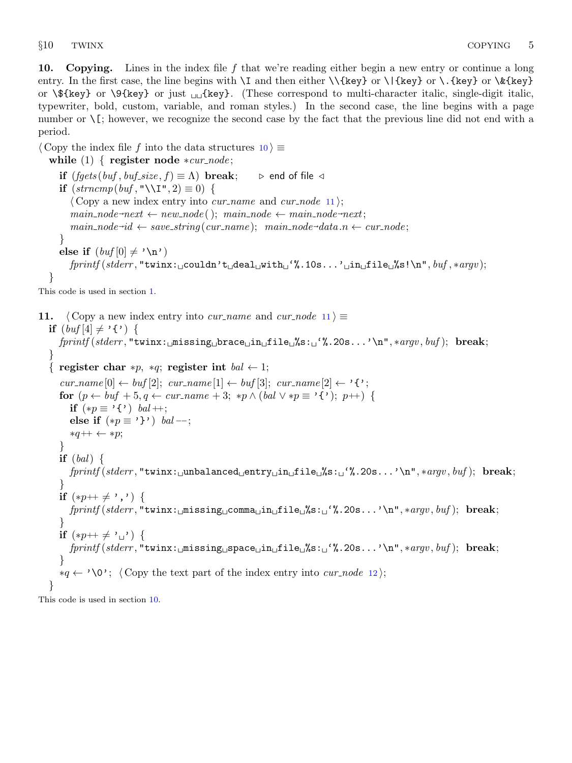**10. Copying.** Lines in the index file $f$ that we're reading either begin a new entry or continue a long entry. In the first case, the line begins with `\I` and then either `\\{key}` or `\|{key}` or `\.{key}` or `\&{key}` or `\${key}` or `\9{key}` or just `␣␣{key}`. (These correspond to multi-character italic, single-digit italic, typewriter, bold, custom, variable, and roman styles.) In the second case, the line begins with a page number or `\[`; however, we recognize the second case by the fact that the previous line did not end with a period.

⟨ Copy the index file $f$ into the data structures 10 ⟩ ≡

```
while (1) { register node *cur_node;
  if (fgets(buf, buf_size, f) ≡ Λ) break;      ▷ end of file ◁
  if (strncmp(buf, "\\I", 2) ≡ 0) {
    ⟨ Copy a new index entry into cur_name and cur_node 11 ⟩;
    main_node→next ← new_node( ); main_node ← main_node→next;
    main_node→id ← save_string(cur_name); main_node→data.n ← cur_node;
  }
  else if (buf[0] ≠ '\n')
    fprintf(stderr, "twinx:␣couldn't␣deal␣with␣`%.10s...'␣in␣file␣%s!\n", buf, *argv);
}
```

This code is used in section 1.

**11.** ⟨ Copy a new index entry into *cur_name* and *cur_node* 11 ⟩ ≡

```
if (buf[4] ≠ '{') {
  fprintf(stderr, "twinx:␣missing␣brace␣in␣file␣%s:␣`%.20s...'\n", *argv, buf); break;
}
{ register char *p, *q; register int bal ← 1;
  cur_name[0] ← buf[2]; cur_name[1] ← buf[3]; cur_name[2] ← '{';
  for (p ← buf + 5, q ← cur_name + 3; *p ∧ (bal ∨ *p ≡ '{'); p++) {
    if (*p ≡ '{') bal++;
    else if (*p ≡ '}') bal−−;
    *q++ ← *p;
  }
  if (bal) {
    fprintf(stderr, "twinx:␣unbalanced␣entry␣in␣file␣%s:␣`%.20s...'\n", *argv, buf); break;
  }
  if (*p++ ≠ ',') {
    fprintf(stderr, "twinx:␣missing␣comma␣in␣file␣%s:␣`%.20s...'\n", *argv, buf); break;
  }
  if (*p++ ≠ '␣') {
    fprintf(stderr, "twinx:␣missing␣space␣in␣file␣%s:␣`%.20s...'\n", *argv, buf); break;
  }
  *q ← '\0'; ⟨ Copy the text part of the index entry into cur_node 12 ⟩;
}
```

This code is used in section 10.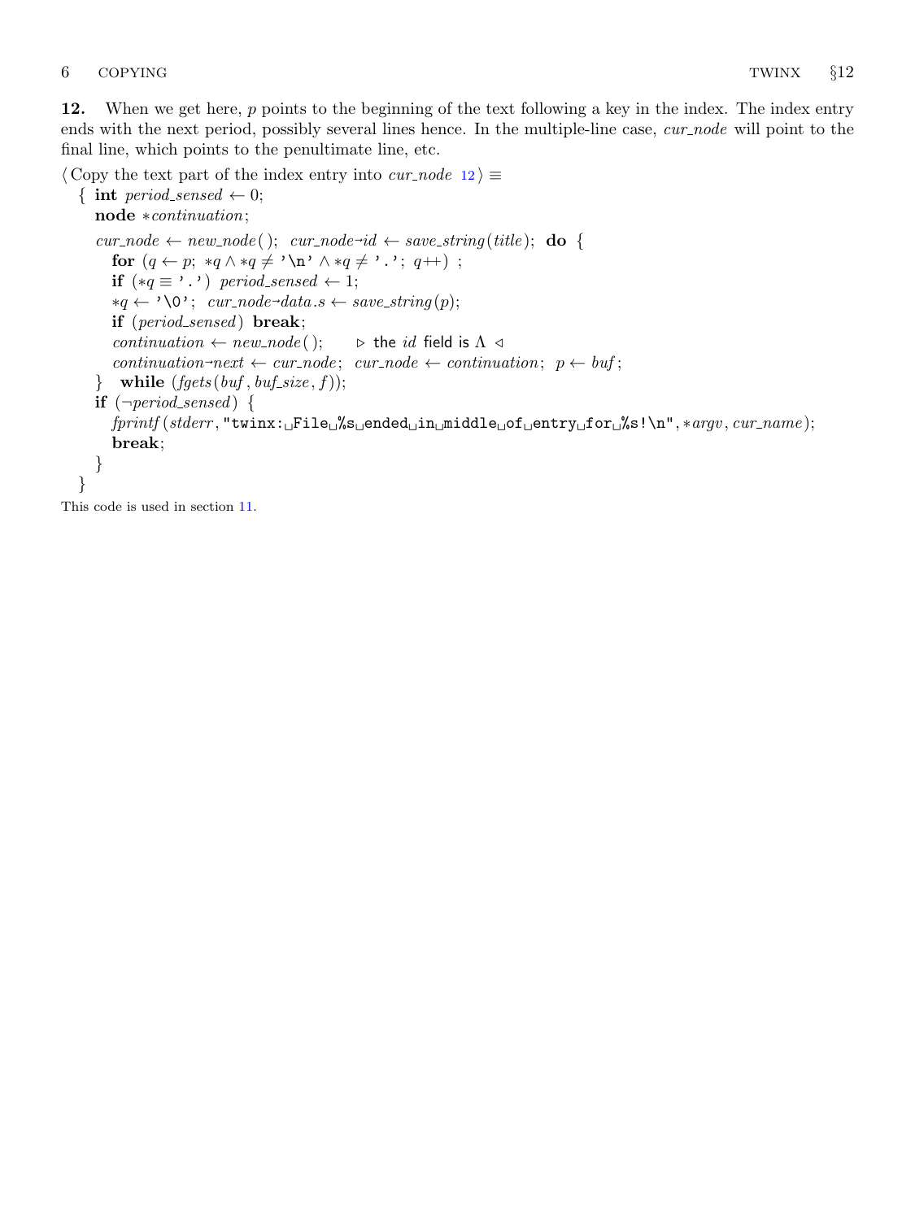**12.** When we get here, $p$ points to the beginning of the text following a key in the index. The index entry ends with the next period, possibly several lines hence. In the multiple-line case, *cur_node* will point to the final line, which points to the penultimate line, etc.

⟨ Copy the text part of the index entry into *cur_node* 12 ⟩ ≡

```
{ int period_sensed ← 0;
  node *continuation;
  cur_node ← new_node( ); cur_node→id ← save_string(title); do {
    for (q ← p; *q ∧ *q ≠ '\n' ∧ *q ≠ '.'; q++) ;
    if (*q ≡ '.') period_sensed ← 1;
    *q ← '\0'; cur_node→data.s ← save_string(p);
    if (period_sensed) break;
    continuation ← new_node( );    ▷ the id field is Λ ◁
    continuation→next ← cur_node; cur_node ← continuation; p ← buf;
  } while (fgets(buf, buf_size, f));
  if (¬period_sensed) {
    fprintf(stderr, "twinx: File %s ended in middle of entry for %s!\n", *argv, cur_name);
    break;
  }
}
```

This code is used in section 11.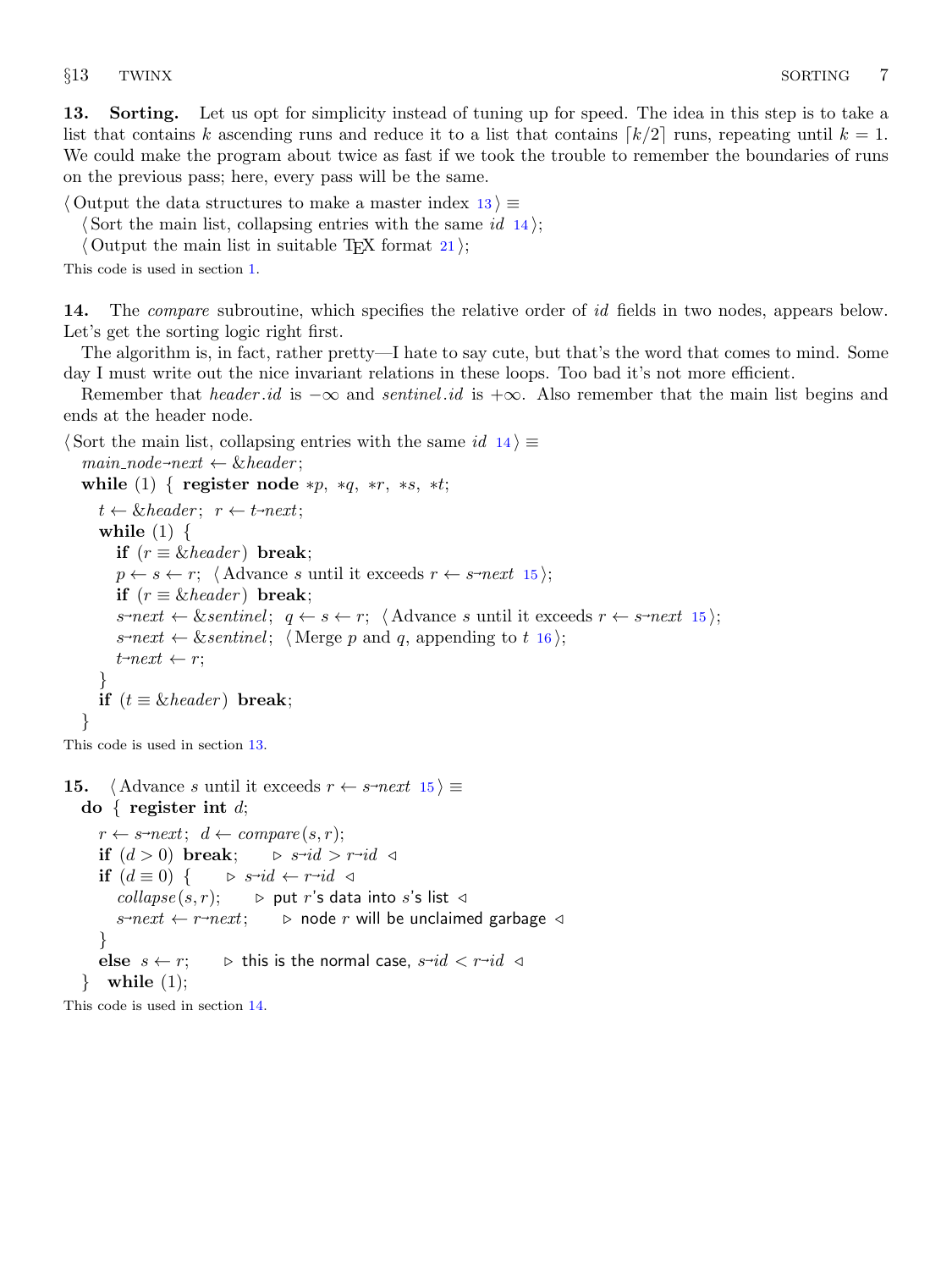**13. Sorting.** Let us opt for simplicity instead of tuning up for speed. The idea in this step is to take a list that contains $k$ ascending runs and reduce it to a list that contains $\lceil k/2 \rceil$ runs, repeating until $k = 1$. We could make the program about twice as fast if we took the trouble to remember the boundaries of runs on the previous pass; here, every pass will be the same.

```
⟨ Output the data structures to make a master index 13 ⟩ ≡
  ⟨ Sort the main list, collapsing entries with the same id 14 ⟩;
  ⟨ Output the main list in suitable TEX format 21 ⟩;
```

This code is used in section 1.

**14.** The *compare* subroutine, which specifies the relative order of *id* fields in two nodes, appears below. Let's get the sorting logic right first.

The algorithm is, in fact, rather pretty—I hate to say cute, but that's the word that comes to mind. Some day I must write out the nice invariant relations in these loops. Too bad it's not more efficient.

Remember that *header.id* is $-\infty$ and *sentinel.id* is $+\infty$. Also remember that the main list begins and ends at the header node.

```
⟨ Sort the main list, collapsing entries with the same id 14 ⟩ ≡
  main_node→next ← &header;
  while (1) { register node *p, *q, *r, *s, *t;
    t ← &header; r ← t→next;
    while (1) {
      if (r ≡ &header) break;
      p ← s ← r; ⟨ Advance s until it exceeds r ← s→next 15 ⟩;
      if (r ≡ &header) break;
      s→next ← &sentinel; q ← s ← r; ⟨ Advance s until it exceeds r ← s→next 15 ⟩;
      s→next ← &sentinel; ⟨ Merge p and q, appending to t 16 ⟩;
      t→next ← r;
    }
    if (t ≡ &header) break;
  }
```

This code is used in section 13.

**15.**

```
⟨ Advance s until it exceeds r ← s→next 15 ⟩ ≡
  do { register int d;
    r ← s→next; d ← compare(s, r);
    if (d > 0) break;      ▷ s→id > r→id ◁
    if (d ≡ 0) {      ▷ s→id ← r→id ◁
      collapse(s, r);      ▷ put r's data into s's list ◁
      s→next ← r→next;      ▷ node r will be unclaimed garbage ◁
    }
    else s ← r;      ▷ this is the normal case, s→id < r→id ◁
  } while (1);
```

This code is used in section 14.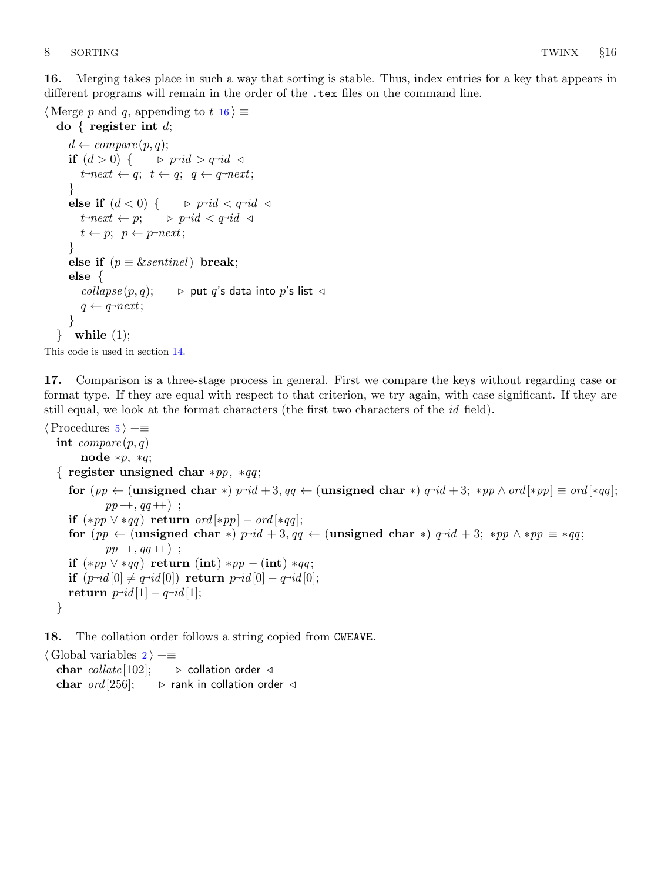**16.** Merging takes place in such a way that sorting is stable. Thus, index entries for a key that appears in different programs will remain in the order of the `.tex` files on the command line.

⟨ Merge $p$ and $q$, appending to $t$ 16 ⟩ ≡

```
do { register int d;
  d ← compare(p, q);
  if (d > 0) {      ▷ p→id > q→id ◁
    t→next ← q;  t ← q;  q ← q→next;
  }
  else if (d < 0) {      ▷ p→id < q→id ◁
    t→next ← p;      ▷ p→id < q→id ◁
    t ← p;  p ← p→next;
  }
  else if (p ≡ &sentinel) break;
  else {
    collapse(p, q);      ▷ put q's data into p's list ◁
    q ← q→next;
  }
} while (1);
```

This code is used in section 14.

**17.** Comparison is a three-stage process in general. First we compare the keys without regarding case or format type. If they are equal with respect to that criterion, we try again, with case significant. If they are still equal, we look at the format characters (the first two characters of the *id* field).

⟨ Procedures 5 ⟩ +≡

```
int compare(p, q)
    node *p, *q;
{ register unsigned char *pp, *qq;
  for (pp ← (unsigned char *) p→id + 3, qq ← (unsigned char *) q→id + 3; *pp ∧ ord[*pp] ≡ ord[*qq];
      pp++, qq++) ;
  if (*pp ∨ *qq) return ord[*pp] − ord[*qq];
  for (pp ← (unsigned char *) p→id + 3, qq ← (unsigned char *) q→id + 3; *pp ∧ *pp ≡ *qq;
      pp++, qq++) ;
  if (*pp ∨ *qq) return (int) *pp − (int) *qq;
  if (p→id[0] ≠ q→id[0]) return p→id[0] − q→id[0];
  return p→id[1] − q→id[1];
}
```

**18.** The collation order follows a string copied from `CWEAVE`.

⟨ Global variables 2 ⟩ +≡

```
char collate[102];      ▷ collation order ◁
char ord[256];      ▷ rank in collation order ◁
```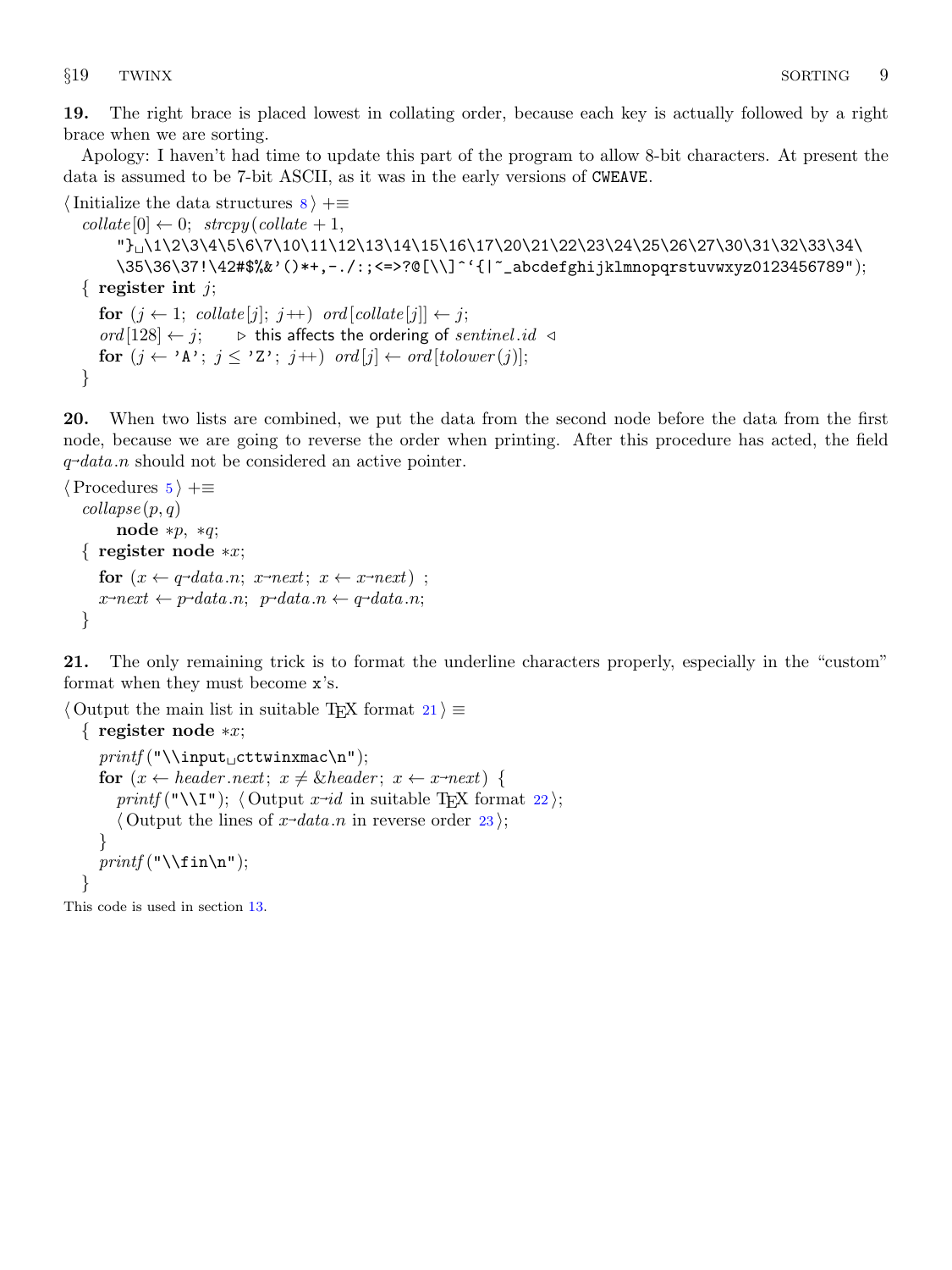**19.** The right brace is placed lowest in collating order, because each key is actually followed by a right brace when we are sorting.

Apology: I haven't had time to update this part of the program to allow 8-bit characters. At present the data is assumed to be 7-bit ASCII, as it was in the early versions of CWEAVE.

```
⟨ Initialize the data structures 8 ⟩ +≡
  collate[0] ← 0; strcpy(collate + 1,
      "}␣\1\2\3\4\5\6\7\10\11\12\13\14\15\16\17\20\21\22\23\24\25\26\27\30\31\32\33\34\
      \35\36\37!\42#$%&'()*+,-./:;<=>?@[\\]^`{|~_abcdefghijklmnopqrstuvwxyz0123456789");
  { register int j;
    for (j ← 1; collate[j]; j++) ord[collate[j]] ← j;
    ord[128] ← j;     ▷ this affects the ordering of sentinel.id ◁
    for (j ← 'A'; j ≤ 'Z'; j++) ord[j] ← ord[tolower(j)];
  }
```

**20.** When two lists are combined, we put the data from the second node before the data from the first node, because we are going to reverse the order when printing. After this procedure has acted, the field *q*→*data.n* should not be considered an active pointer.

```
⟨ Procedures 5 ⟩ +≡
  collapse(p, q)
      node *p, *q;
  { register node *x;
    for (x ← q→data.n; x→next; x ← x→next) ;
    x→next ← p→data.n; p→data.n ← q→data.n;
  }
```

**21.** The only remaining trick is to format the underline characters properly, especially in the "custom" format when they must become x's.

```
⟨ Output the main list in suitable TeX format 21 ⟩ ≡
  { register node *x;
    printf("\\input␣cttwinxmac\n");
    for (x ← header.next; x ≠ &header; x ← x→next) {
      printf("\\I"); ⟨ Output x→id in suitable TeX format 22 ⟩;
      ⟨ Output the lines of x→data.n in reverse order 23 ⟩;
    }
    printf("\\fin\n");
  }
```

This code is used in section 13.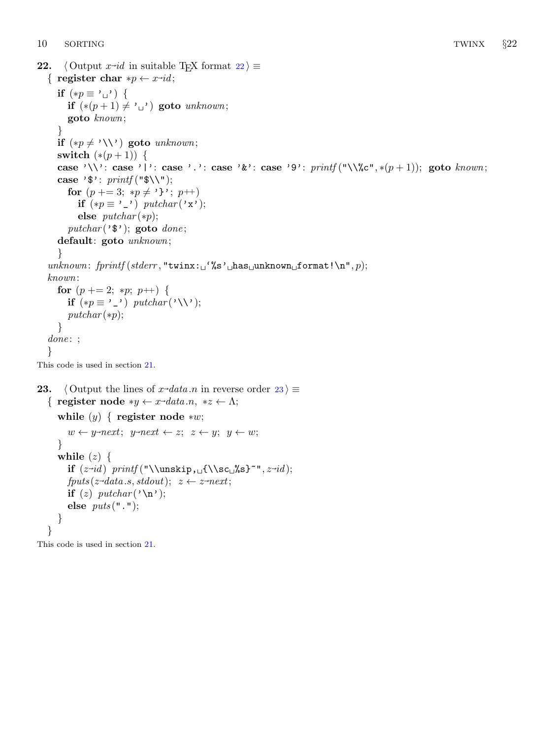**22.** ⟨ Output $x\rightarrow id$ in suitable TEX format 22 ⟩ ≡

```
{ register char *p ← x→id;
  if (*p ≡ '␣') {
    if (*(p + 1) ≠ '␣') goto unknown;
    goto known;
  }
  if (*p ≠ '\\') goto unknown;
  switch (*(p + 1)) {
  case '\\': case '|': case '.': case '&': case '9': printf("\\%c", *(p + 1)); goto known;
  case '$': printf("$\\");
    for (p += 3; *p ≠ '}'; p++)
      if (*p ≡ '_') putchar('x');
      else putchar(*p);
    putchar('$'); goto done;
  default: goto unknown;
  }
unknown: fprintf(stderr, "twinx:␣`%s'␣has␣unknown␣format!\n", p);
known:
  for (p += 2; *p; p++) {
    if (*p ≡ '_') putchar('\\');
    putchar(*p);
  }
done: ;
}
```

This code is used in section 21.

**23.** ⟨ Output the lines of $x\rightarrow data.n$ in reverse order 23 ⟩ ≡

```
{ register node *y ← x→data.n, *z ← Λ;
  while (y) { register node *w;
    w ← y→next; y→next ← z; z ← y; y ← w;
  }
  while (z) {
    if (z→id) printf("\\unskip,␣{\\sc␣%s}~", z→id);
    fputs(z→data.s, stdout); z ← z→next;
    if (z) putchar('\n');
    else puts(".");
  }
}
```

This code is used in section 21.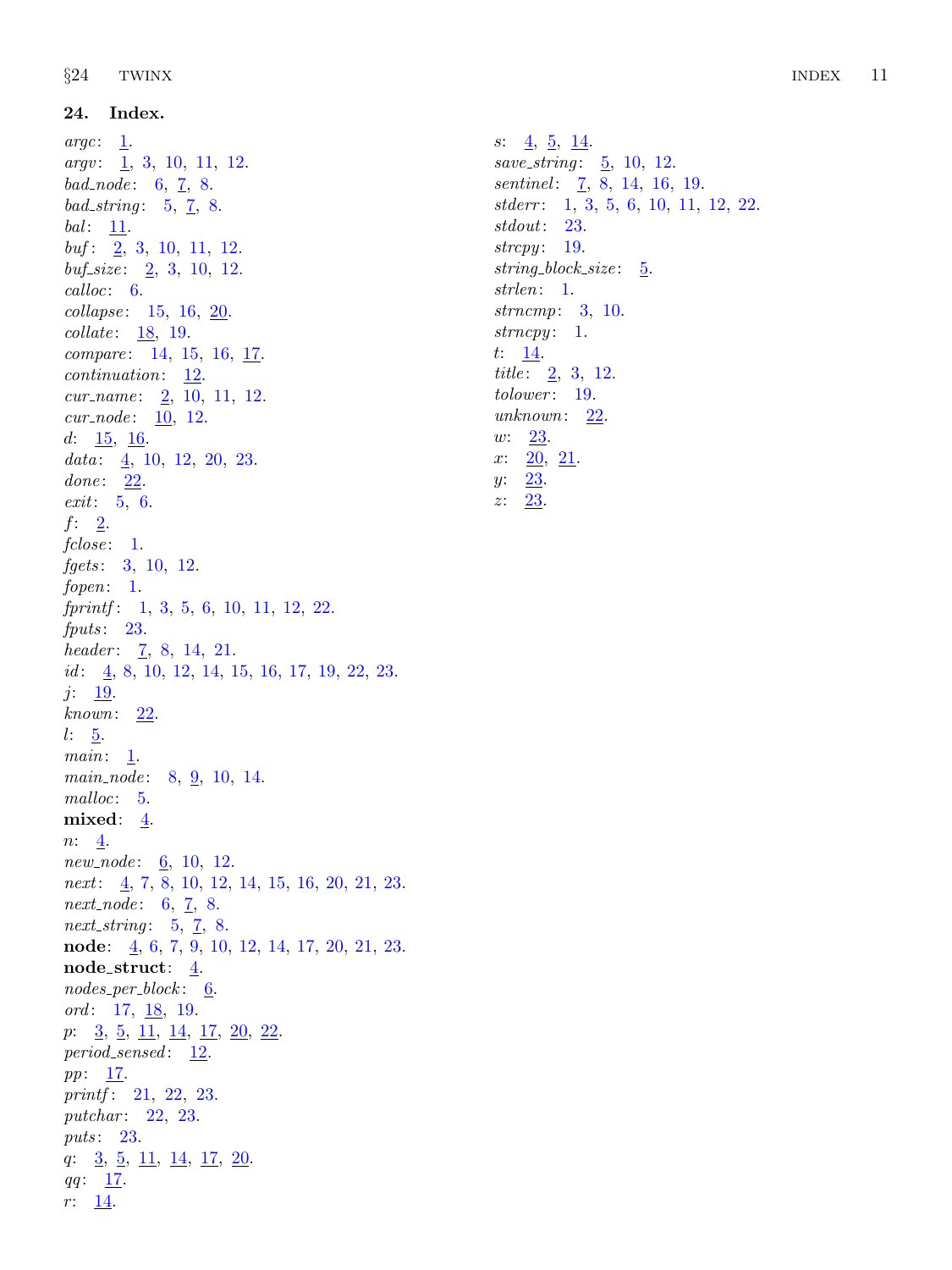## 24. Index.

*argc*: 1.
*argv*: 1, 3, 10, 11, 12.
*bad_node*: 6, 7, 8.
*bad_string*: 5, 7, 8.
*bal*: 11.
*buf*: 2, 3, 10, 11, 12.
*buf_size*: 2, 3, 10, 12.
*calloc*: 6.
*collapse*: 15, 16, 20.
*collate*: 18, 19.
*compare*: 14, 15, 16, 17.
*continuation*: 12.
*cur_name*: 2, 10, 11, 12.
*cur_node*: 10, 12.
*d*: 15, 16.
*data*: 4, 10, 12, 20, 23.
*done*: 22.
*exit*: 5, 6.
*f*: 2.
*fclose*: 1.
*fgets*: 3, 10, 12.
*fopen*: 1.
*fprintf*: 1, 3, 5, 6, 10, 11, 12, 22.
*fputs*: 23.
*header*: 7, 8, 14, 21.
*id*: 4, 8, 10, 12, 14, 15, 16, 17, 19, 22, 23.
*j*: 19.
*known*: 22.
*l*: 5.
*main*: 1.
*main_node*: 8, 9, 10, 14.
*malloc*: 5.
**mixed**: 4.
*n*: 4.
*new_node*: 6, 10, 12.
*next*: 4, 7, 8, 10, 12, 14, 15, 16, 20, 21, 23.
*next_node*: 6, 7, 8.
*next_string*: 5, 7, 8.
**node**: 4, 6, 7, 9, 10, 12, 14, 17, 20, 21, 23.
**node_struct**: 4.
*nodes_per_block*: 6.
*ord*: 17, 18, 19.
*p*: 3, 5, 11, 14, 17, 20, 22.
*period_sensed*: 12.
*pp*: 17.
*printf*: 21, 22, 23.
*putchar*: 22, 23.
*puts*: 23.
*q*: 3, 5, 11, 14, 17, 20.
*qq*: 17.
*r*: 14.
*s*: 4, 5, 14.
*save_string*: 5, 10, 12.
*sentinel*: 7, 8, 14, 16, 19.
*stderr*: 1, 3, 5, 6, 10, 11, 12, 22.
*stdout*: 23.
*strcpy*: 19.
*string_block_size*: 5.
*strlen*: 1.
*strncmp*: 3, 10.
*strncpy*: 1.
*t*: 14.
*title*: 2, 3, 12.
*tolower*: 19.
*unknown*: 22.
*w*: 23.
*x*: 20, 21.
*y*: 23.
*z*: 23.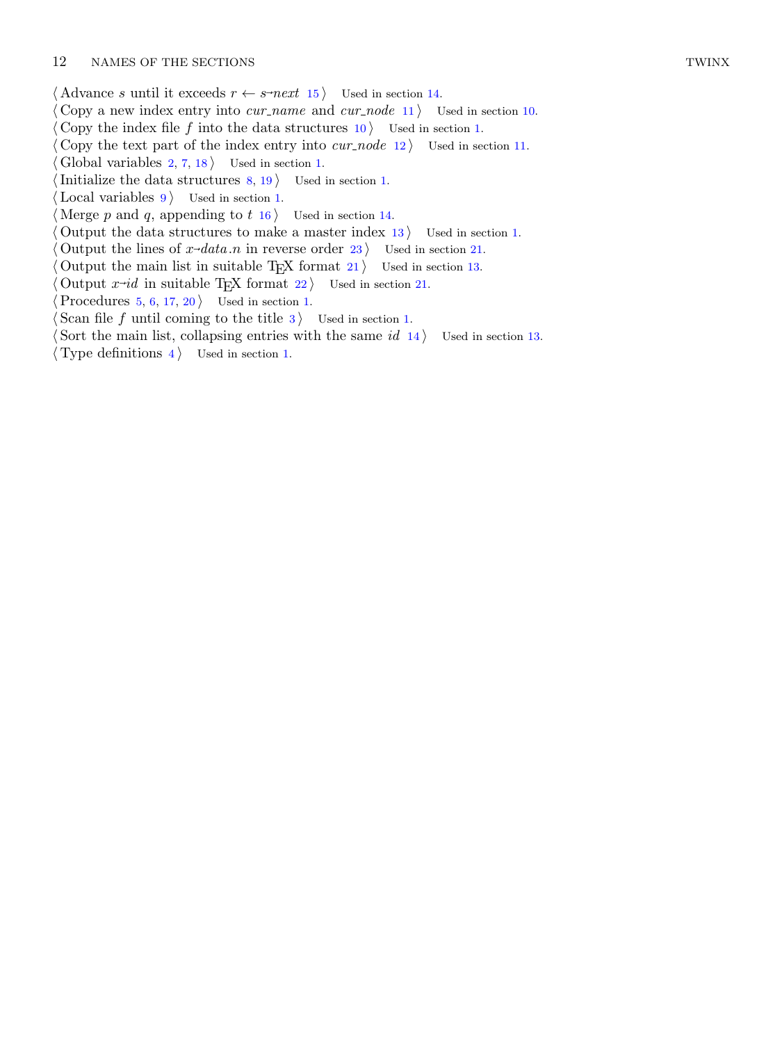⟨ Advance $s$ until it exceeds $r \leftarrow s\to next$ 15 ⟩ Used in section 14.
⟨ Copy a new index entry into *cur_name* and *cur_node* 11 ⟩ Used in section 10.
⟨ Copy the index file $f$ into the data structures 10 ⟩ Used in section 1.
⟨ Copy the text part of the index entry into *cur_node* 12 ⟩ Used in section 11.
⟨ Global variables 2, 7, 18 ⟩ Used in section 1.
⟨ Initialize the data structures 8, 19 ⟩ Used in section 1.
⟨ Local variables 9 ⟩ Used in section 1.
⟨ Merge $p$ and $q$, appending to $t$ 16 ⟩ Used in section 14.
⟨ Output the data structures to make a master index 13 ⟩ Used in section 1.
⟨ Output the lines of $x\to data.n$ in reverse order 23 ⟩ Used in section 21.
⟨ Output the main list in suitable TEX format 21 ⟩ Used in section 13.
⟨ Output $x\to id$ in suitable TEX format 22 ⟩ Used in section 21.
⟨ Procedures 5, 6, 17, 20 ⟩ Used in section 1.
⟨ Scan file $f$ until coming to the title 3 ⟩ Used in section 1.
⟨ Sort the main list, collapsing entries with the same *id* 14 ⟩ Used in section 13.
⟨ Type definitions 4 ⟩ Used in section 1.